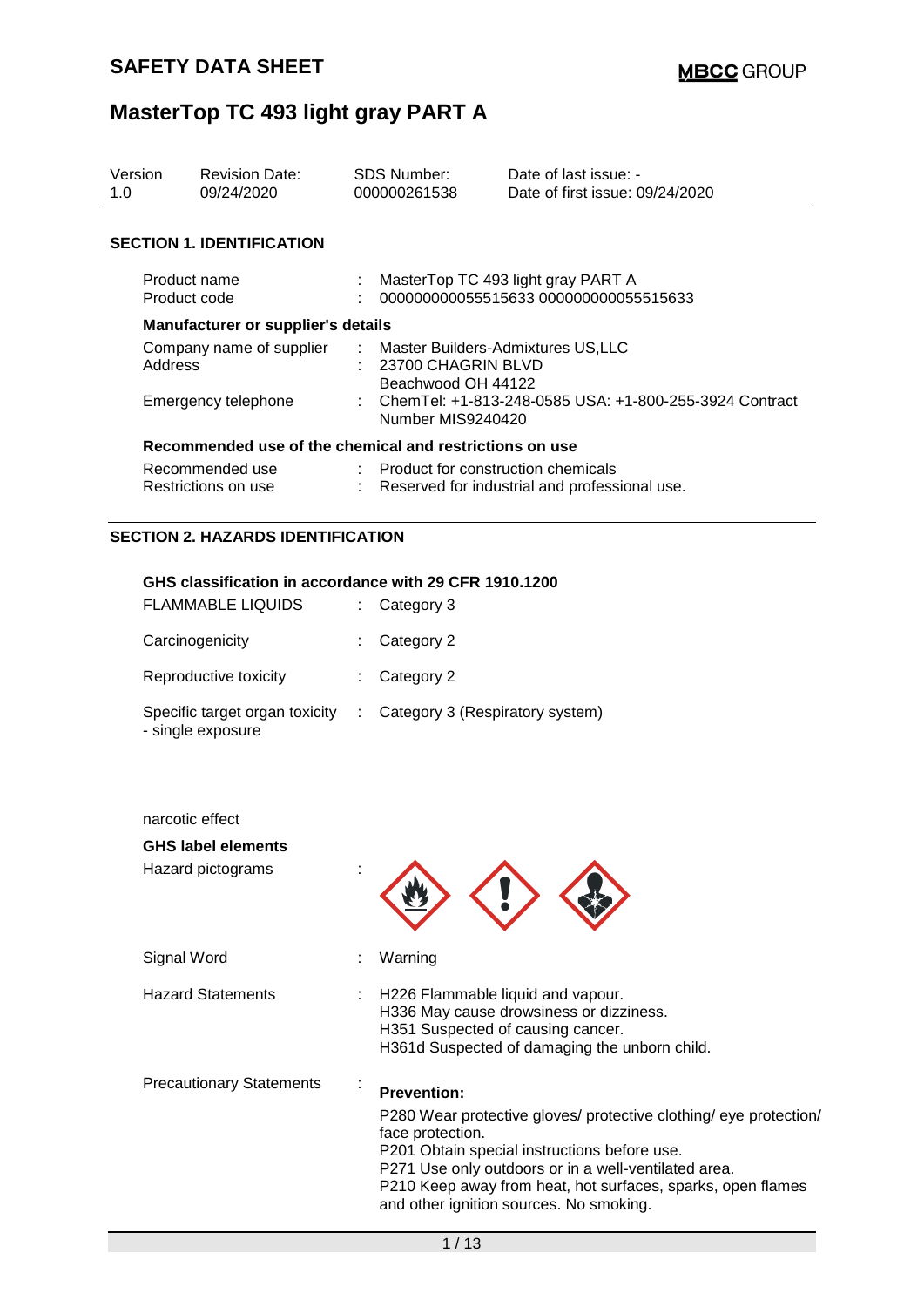# SAFETY DATA SHEET

**MBCC GROUP**

# MasterTop TC 493 light gray PART A

| Version | Revision Date: | SDS Number: | Date of last issue: - |
|---|---|---|---|
| 1.0 | 09/24/2020 | 000000261538 | Date of first issue: 09/24/2020 |

## SECTION 1. IDENTIFICATION

| | | |
|---|---|---|
| Product name | : | MasterTop TC 493 light gray PART A |
| Product code | : | 000000000055515633 000000000055515633 |

**Manufacturer or supplier's details**

| | | |
|---|---|---|
| Company name of supplier | : | Master Builders-Admixtures US,LLC |
| Address | : | 23700 CHAGRIN BLVD<br>Beachwood OH 44122 |
| Emergency telephone | : | ChemTel: +1-813-248-0585 USA: +1-800-255-3924 Contract Number MIS9240420 |

**Recommended use of the chemical and restrictions on use**

| | | |
|---|---|---|
| Recommended use | : | Product for construction chemicals |
| Restrictions on use | : | Reserved for industrial and professional use. |

## SECTION 2. HAZARDS IDENTIFICATION

**GHS classification in accordance with 29 CFR 1910.1200**

| | | |
|---|---|---|
| FLAMMABLE LIQUIDS | : | Category 3 |
| Carcinogenicity | : | Category 2 |
| Reproductive toxicity | : | Category 2 |
| Specific target organ toxicity - single exposure | : | Category 3 (Respiratory system) |

narcotic effect

**GHS label elements**

Hazard pictograms :

Signal Word : Warning

Hazard Statements :
H226 Flammable liquid and vapour.
H336 May cause drowsiness or dizziness.
H351 Suspected of causing cancer.
H361d Suspected of damaging the unborn child.

Precautionary Statements :

**Prevention:**

P280 Wear protective gloves/ protective clothing/ eye protection/ face protection.
P201 Obtain special instructions before use.
P271 Use only outdoors or in a well-ventilated area.
P210 Keep away from heat, hot surfaces, sparks, open flames and other ignition sources. No smoking.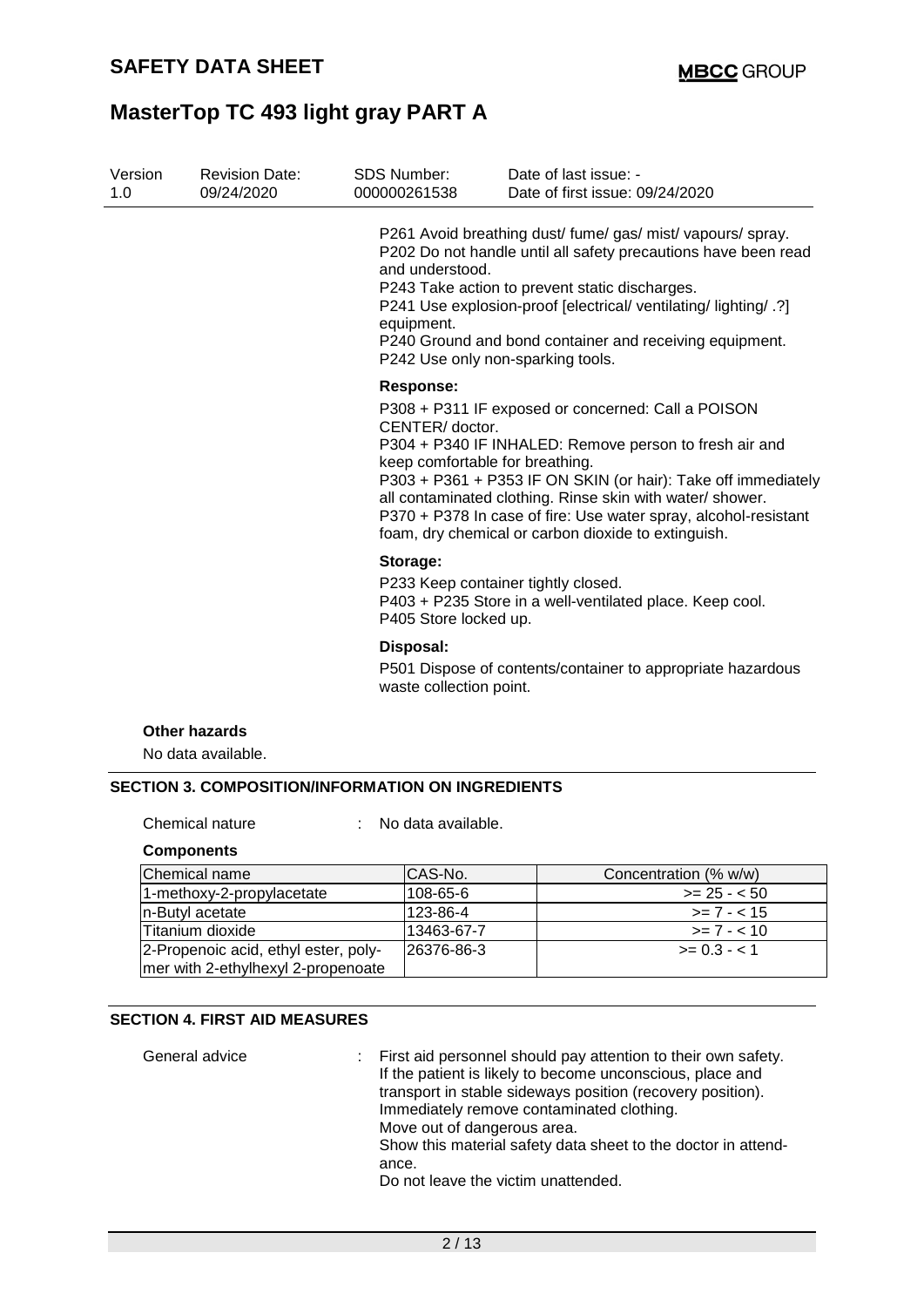P261 Avoid breathing dust/ fume/ gas/ mist/ vapours/ spray.
P202 Do not handle until all safety precautions have been read and understood.
P243 Take action to prevent static discharges.
P241 Use explosion-proof [electrical/ ventilating/ lighting/ .?] equipment.
P240 Ground and bond container and receiving equipment.
P242 Use only non-sparking tools.

**Response:**

P308 + P311 IF exposed or concerned: Call a POISON CENTER/ doctor.
P304 + P340 IF INHALED: Remove person to fresh air and keep comfortable for breathing.
P303 + P361 + P353 IF ON SKIN (or hair): Take off immediately all contaminated clothing. Rinse skin with water/ shower.
P370 + P378 In case of fire: Use water spray, alcohol-resistant foam, dry chemical or carbon dioxide to extinguish.

**Storage:**

P233 Keep container tightly closed.
P403 + P235 Store in a well-ventilated place. Keep cool.
P405 Store locked up.

**Disposal:**

P501 Dispose of contents/container to appropriate hazardous waste collection point.

**Other hazards**

No data available.

## SECTION 3. COMPOSITION/INFORMATION ON INGREDIENTS

Chemical nature : No data available.

**Components**

| Chemical name | CAS-No. | Concentration (% w/w) |
|---|---|---|
| 1-methoxy-2-propylacetate | 108-65-6 | >= 25 - < 50 |
| n-Butyl acetate | 123-86-4 | >= 7 - < 15 |
| Titanium dioxide | 13463-67-7 | >= 7 - < 10 |
| 2-Propenoic acid, ethyl ester, polymer with 2-ethylhexyl 2-propenoate | 26376-86-3 | >= 0.3 - < 1 |

## SECTION 4. FIRST AID MEASURES

General advice : First aid personnel should pay attention to their own safety.
If the patient is likely to become unconscious, place and transport in stable sideways position (recovery position).
Immediately remove contaminated clothing.
Move out of dangerous area.
Show this material safety data sheet to the doctor in attendance.
Do not leave the victim unattended.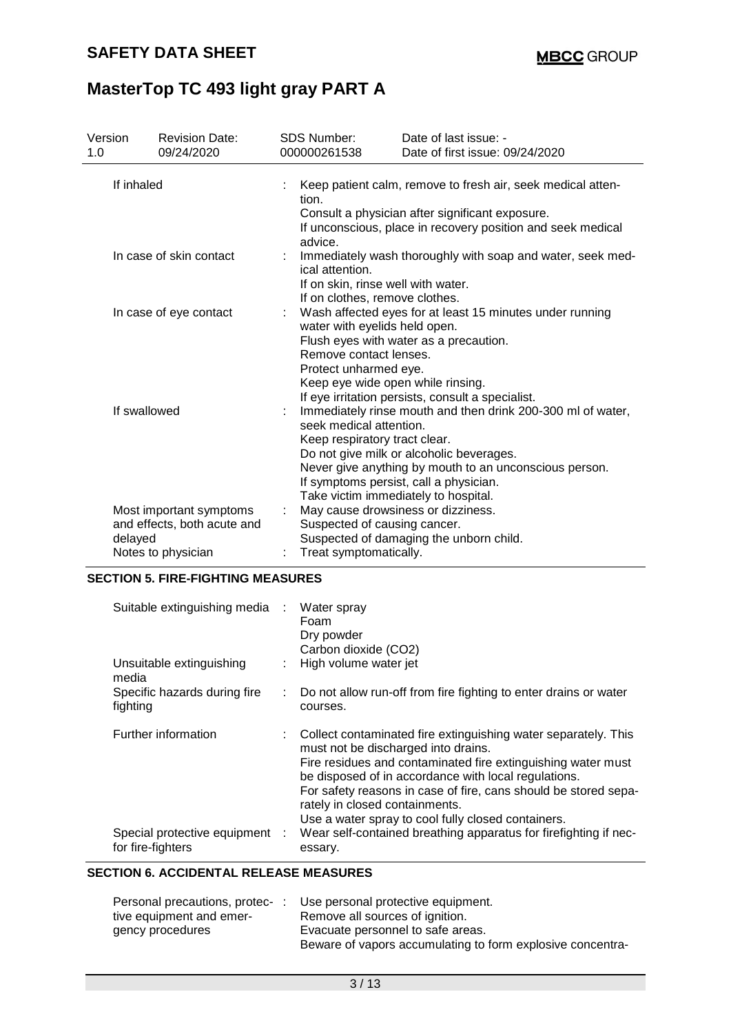| | | |
|---|---|---|
| If inhaled | : | Keep patient calm, remove to fresh air, seek medical attention.<br>Consult a physician after significant exposure.<br>If unconscious, place in recovery position and seek medical advice. |
| In case of skin contact | : | Immediately wash thoroughly with soap and water, seek medical attention.<br>If on skin, rinse well with water.<br>If on clothes, remove clothes. |
| In case of eye contact | : | Wash affected eyes for at least 15 minutes under running water with eyelids held open.<br>Flush eyes with water as a precaution.<br>Remove contact lenses.<br>Protect unharmed eye.<br>Keep eye wide open while rinsing.<br>If eye irritation persists, consult a specialist. |
| If swallowed | : | Immediately rinse mouth and then drink 200-300 ml of water, seek medical attention.<br>Keep respiratory tract clear.<br>Do not give milk or alcoholic beverages.<br>Never give anything by mouth to an unconscious person.<br>If symptoms persist, call a physician.<br>Take victim immediately to hospital. |
| Most important symptoms and effects, both acute and delayed | : | May cause drowsiness or dizziness.<br>Suspected of causing cancer.<br>Suspected of damaging the unborn child. |
| Notes to physician | : | Treat symptomatically. |

## SECTION 5. FIRE-FIGHTING MEASURES

| | | |
|---|---|---|
| Suitable extinguishing media | : | Water spray<br>Foam<br>Dry powder<br>Carbon dioxide ($CO_2$) |
| Unsuitable extinguishing media | : | High volume water jet |
| Specific hazards during fire fighting | : | Do not allow run-off from fire fighting to enter drains or water courses. |
| Further information | : | Collect contaminated fire extinguishing water separately. This must not be discharged into drains.<br>Fire residues and contaminated fire extinguishing water must be disposed of in accordance with local regulations.<br>For safety reasons in case of fire, cans should be stored separately in closed containments.<br>Use a water spray to cool fully closed containers. |
| Special protective equipment for fire-fighters | : | Wear self-contained breathing apparatus for firefighting if necessary. |

## SECTION 6. ACCIDENTAL RELEASE MEASURES

| | | |
|---|---|---|
| Personal precautions, protective equipment and emergency procedures | : | Use personal protective equipment.<br>Remove all sources of ignition.<br>Evacuate personnel to safe areas.<br>Beware of vapors accumulating to form explosive concentra- |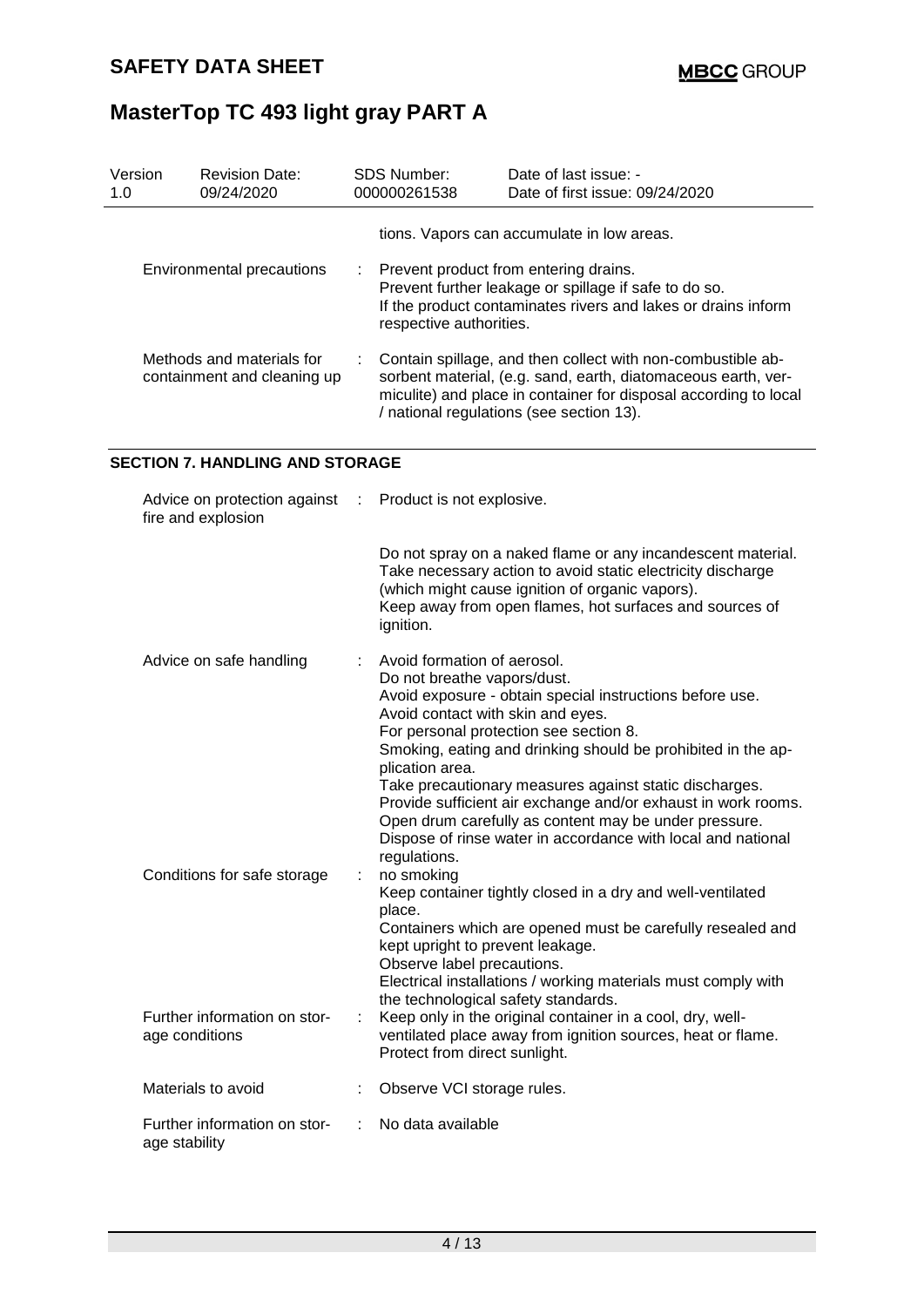tions. Vapors can accumulate in low areas.

| | | |
|---|---|---|
| Environmental precautions | : | Prevent product from entering drains.<br>Prevent further leakage or spillage if safe to do so.<br>If the product contaminates rivers and lakes or drains inform respective authorities. |
| Methods and materials for containment and cleaning up | : | Contain spillage, and then collect with non-combustible absorbent material, (e.g. sand, earth, diatomaceous earth, vermiculite) and place in container for disposal according to local / national regulations (see section 13). |

## SECTION 7. HANDLING AND STORAGE

| | | |
|---|---|---|
| Advice on protection against fire and explosion | : | Product is not explosive.<br><br>Do not spray on a naked flame or any incandescent material.<br>Take necessary action to avoid static electricity discharge (which might cause ignition of organic vapors).<br>Keep away from open flames, hot surfaces and sources of ignition. |
| Advice on safe handling | : | Avoid formation of aerosol.<br>Do not breathe vapors/dust.<br>Avoid exposure - obtain special instructions before use.<br>Avoid contact with skin and eyes.<br>For personal protection see section 8.<br>Smoking, eating and drinking should be prohibited in the application area.<br>Take precautionary measures against static discharges.<br>Provide sufficient air exchange and/or exhaust in work rooms.<br>Open drum carefully as content may be under pressure.<br>Dispose of rinse water in accordance with local and national regulations. |
| Conditions for safe storage | : | no smoking<br>Keep container tightly closed in a dry and well-ventilated place.<br>Containers which are opened must be carefully resealed and kept upright to prevent leakage.<br>Observe label precautions.<br>Electrical installations / working materials must comply with the technological safety standards. |
| Further information on storage conditions | : | Keep only in the original container in a cool, dry, well-ventilated place away from ignition sources, heat or flame.<br>Protect from direct sunlight. |
| Materials to avoid | : | Observe VCI storage rules. |
| Further information on storage stability | : | No data available |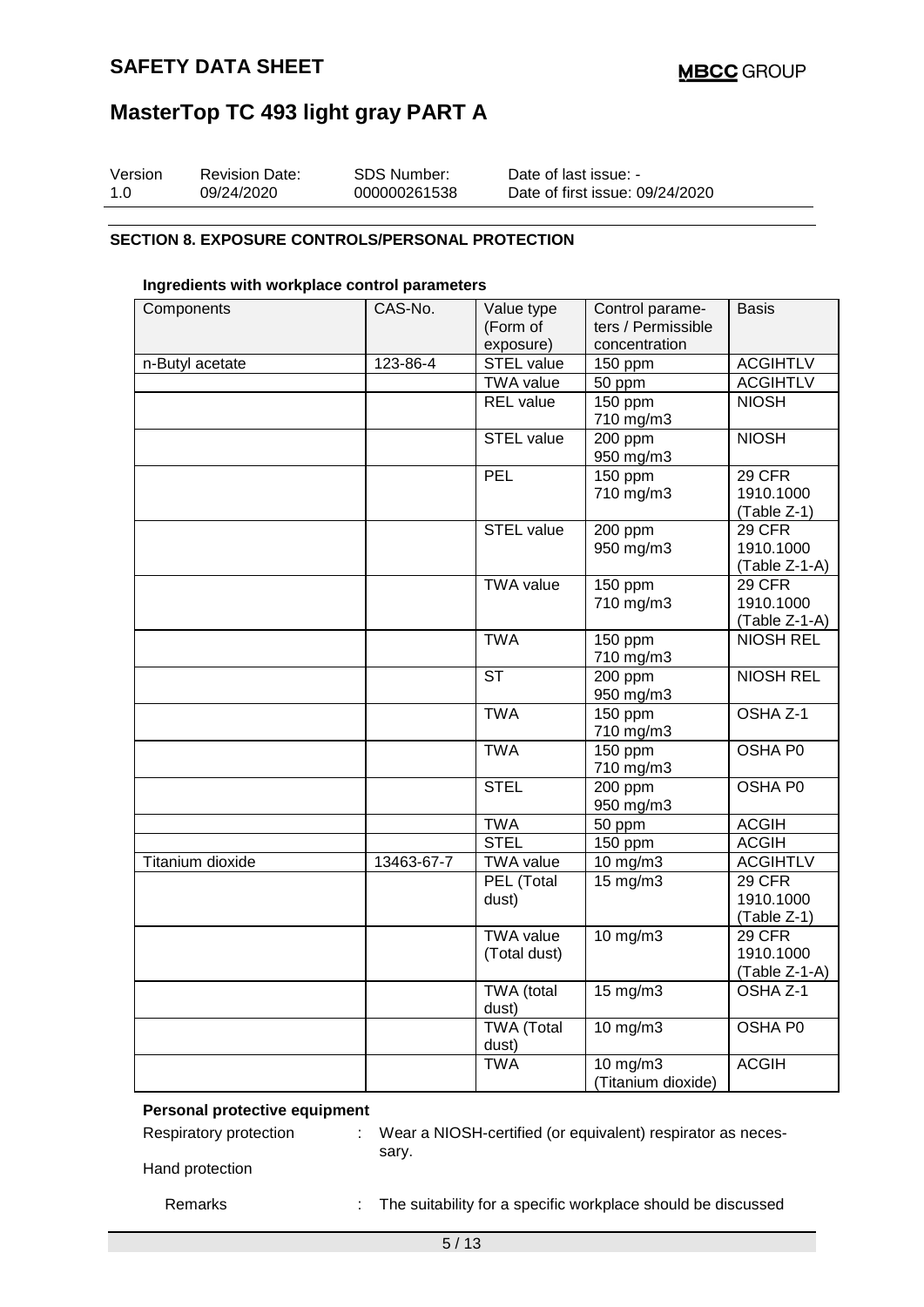## SECTION 8. EXPOSURE CONTROLS/PERSONAL PROTECTION

**Ingredients with workplace control parameters**

| Components | CAS-No. | Value type (Form of exposure) | Control parameters / Permissible concentration | Basis |
|---|---|---|---|---|
| n-Butyl acetate | 123-86-4 | STEL value | 150 ppm | ACGIHTLV |
| | | TWA value | 50 ppm | ACGIHTLV |
| | | REL value | 150 ppm<br>710 mg/m3 | NIOSH |
| | | STEL value | 200 ppm<br>950 mg/m3 | NIOSH |
| | | PEL | 150 ppm<br>710 mg/m3 | 29 CFR 1910.1000 (Table Z-1) |
| | | STEL value | 200 ppm<br>950 mg/m3 | 29 CFR 1910.1000 (Table Z-1-A) |
| | | TWA value | 150 ppm<br>710 mg/m3 | 29 CFR 1910.1000 (Table Z-1-A) |
| | | TWA | 150 ppm<br>710 mg/m3 | NIOSH REL |
| | | ST | 200 ppm<br>950 mg/m3 | NIOSH REL |
| | | TWA | 150 ppm<br>710 mg/m3 | OSHA Z-1 |
| | | TWA | 150 ppm<br>710 mg/m3 | OSHA P0 |
| | | STEL | 200 ppm<br>950 mg/m3 | OSHA P0 |
| | | TWA | 50 ppm | ACGIH |
| | | STEL | 150 ppm | ACGIH |
| Titanium dioxide | 13463-67-7 | TWA value | 10 mg/m3 | ACGIHTLV |
| | | PEL (Total dust) | 15 mg/m3 | 29 CFR 1910.1000 (Table Z-1) |
| | | TWA value (Total dust) | 10 mg/m3 | 29 CFR 1910.1000 (Table Z-1-A) |
| | | TWA (total dust) | 15 mg/m3 | OSHA Z-1 |
| | | TWA (Total dust) | 10 mg/m3 | OSHA P0 |
| | | TWA | 10 mg/m3 (Titanium dioxide) | ACGIH |

**Personal protective equipment**

Respiratory protection : Wear a NIOSH-certified (or equivalent) respirator as necessary.

Hand protection

Remarks : The suitability for a specific workplace should be discussed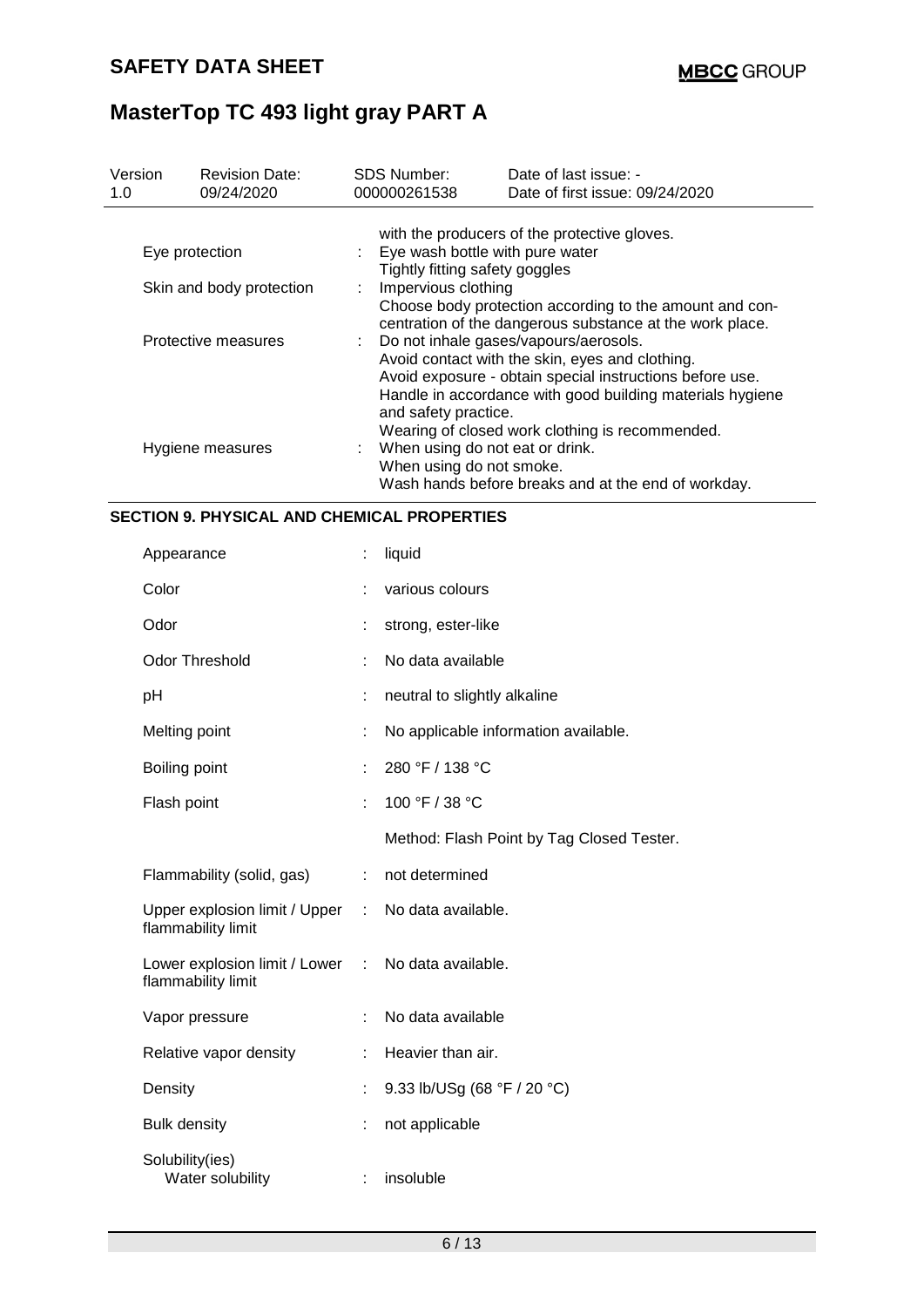| Version | Revision Date: | SDS Number: | Date of last issue: - |
|---|---|---|---|
| 1.0 | 09/24/2020 | 000000261538 | Date of first issue: 09/24/2020 |

| | | |
|---|---|---|
| | | with the producers of the protective gloves. |
| Eye protection | : | Eye wash bottle with pure water<br>Tightly fitting safety goggles |
| Skin and body protection | : | Impervious clothing<br>Choose body protection according to the amount and concentration of the dangerous substance at the work place. |
| Protective measures | : | Do not inhale gases/vapours/aerosols.<br>Avoid contact with the skin, eyes and clothing.<br>Avoid exposure - obtain special instructions before use.<br>Handle in accordance with good building materials hygiene and safety practice.<br>Wearing of closed work clothing is recommended. |
| Hygiene measures | : | When using do not eat or drink.<br>When using do not smoke.<br>Wash hands before breaks and at the end of workday. |

## SECTION 9. PHYSICAL AND CHEMICAL PROPERTIES

| | | |
|---|---|---|
| Appearance | : | liquid |
| Color | : | various colours |
| Odor | : | strong, ester-like |
| Odor Threshold | : | No data available |
| pH | : | neutral to slightly alkaline |
| Melting point | : | No applicable information available. |
| Boiling point | : | 280 °F / 138 °C |
| Flash point | : | 100 °F / 38 °C |
| | | Method: Flash Point by Tag Closed Tester. |
| Flammability (solid, gas) | : | not determined |
| Upper explosion limit / Upper flammability limit | : | No data available. |
| Lower explosion limit / Lower flammability limit | : | No data available. |
| Vapor pressure | : | No data available |
| Relative vapor density | : | Heavier than air. |
| Density | : | 9.33 lb/USg (68 °F / 20 °C) |
| Bulk density | : | not applicable |
| Solubility(ies)<br>Water solubility | : | insoluble |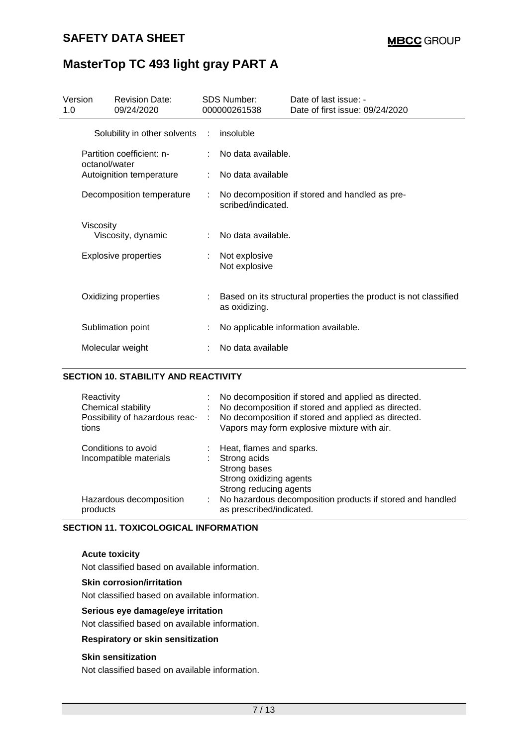| | | |
|---|---|---|
| Solubility in other solvents | : | insoluble |
| Partition coefficient: n-octanol/water | : | No data available. |
| Autoignition temperature | : | No data available |
| Decomposition temperature | : | No decomposition if stored and handled as pre-scribed/indicated. |
| Viscosity | | |
| Viscosity, dynamic | : | No data available. |
| Explosive properties | : | Not explosive<br>Not explosive |
| Oxidizing properties | : | Based on its structural properties the product is not classified as oxidizing. |
| Sublimation point | : | No applicable information available. |
| Molecular weight | : | No data available |

## SECTION 10. STABILITY AND REACTIVITY

| | | |
|---|---|---|
| Reactivity | : | No decomposition if stored and applied as directed. |
| Chemical stability | : | No decomposition if stored and applied as directed. |
| Possibility of hazardous reactions | : | No decomposition if stored and applied as directed.<br>Vapors may form explosive mixture with air. |
| Conditions to avoid | : | Heat, flames and sparks. |
| Incompatible materials | : | Strong acids<br>Strong bases<br>Strong oxidizing agents<br>Strong reducing agents |
| Hazardous decomposition products | : | No hazardous decomposition products if stored and handled as prescribed/indicated. |

## SECTION 11. TOXICOLOGICAL INFORMATION

**Acute toxicity**

Not classified based on available information.

**Skin corrosion/irritation**

Not classified based on available information.

**Serious eye damage/eye irritation**

Not classified based on available information.

**Respiratory or skin sensitization**

**Skin sensitization**

Not classified based on available information.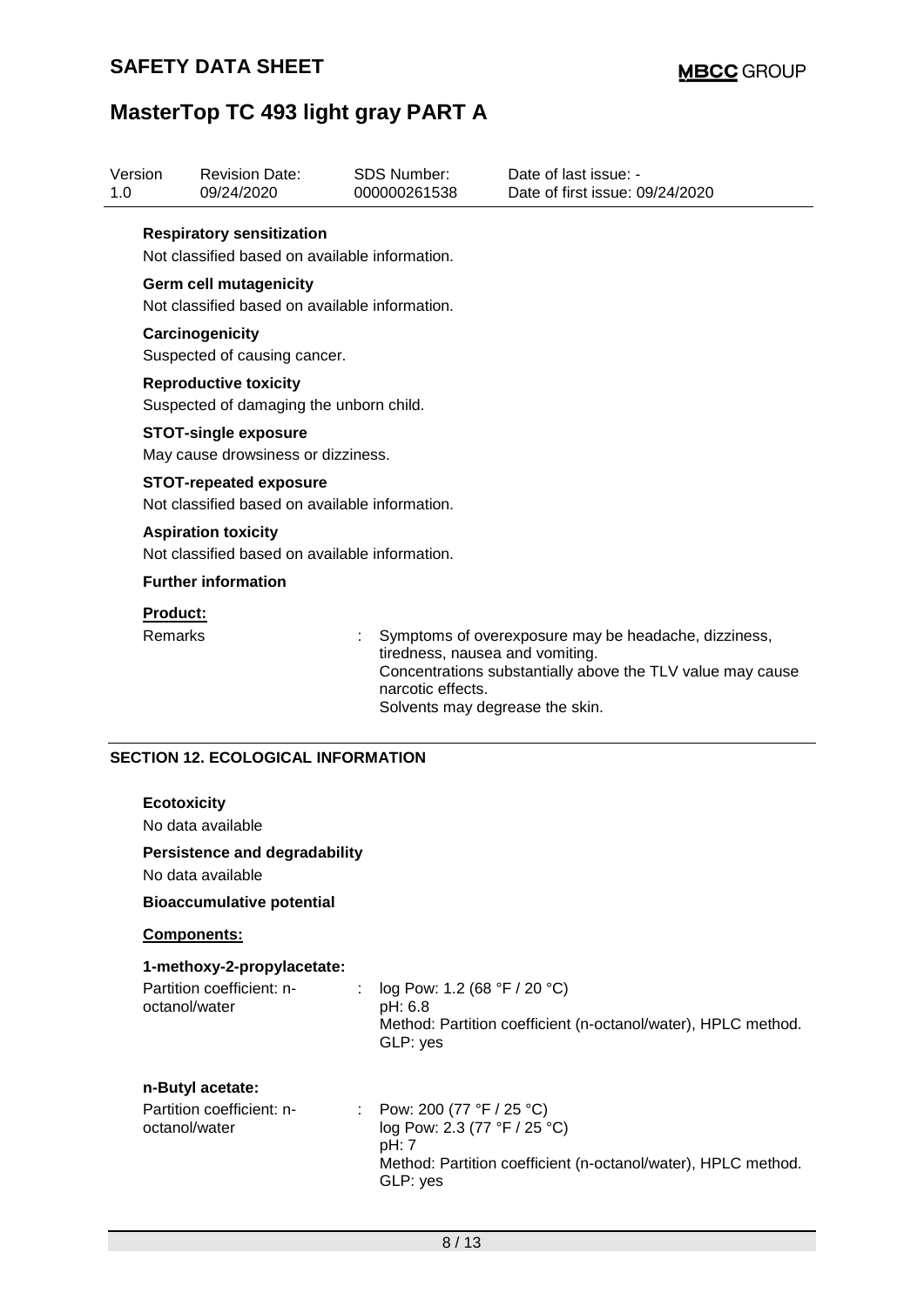**Respiratory sensitization**

Not classified based on available information.

**Germ cell mutagenicity**

Not classified based on available information.

**Carcinogenicity**

Suspected of causing cancer.

**Reproductive toxicity**

Suspected of damaging the unborn child.

**STOT-single exposure**

May cause drowsiness or dizziness.

**STOT-repeated exposure**

Not classified based on available information.

**Aspiration toxicity**

Not classified based on available information.

**Further information**

**Product:**

Remarks : Symptoms of overexposure may be headache, dizziness, tiredness, nausea and vomiting.
Concentrations substantially above the TLV value may cause narcotic effects.
Solvents may degrease the skin.

## SECTION 12. ECOLOGICAL INFORMATION

**Ecotoxicity**

No data available

**Persistence and degradability**

No data available

**Bioaccumulative potential**

**Components:**

**1-methoxy-2-propylacetate:**

Partition coefficient: n-octanol/water : log Pow: 1.2 (68 °F / 20 °C)
pH: 6.8
Method: Partition coefficient (n-octanol/water), HPLC method.
GLP: yes

**n-Butyl acetate:**

Partition coefficient: n-octanol/water : Pow: 200 (77 °F / 25 °C)
log Pow: 2.3 (77 °F / 25 °C)
pH: 7
Method: Partition coefficient (n-octanol/water), HPLC method.
GLP: yes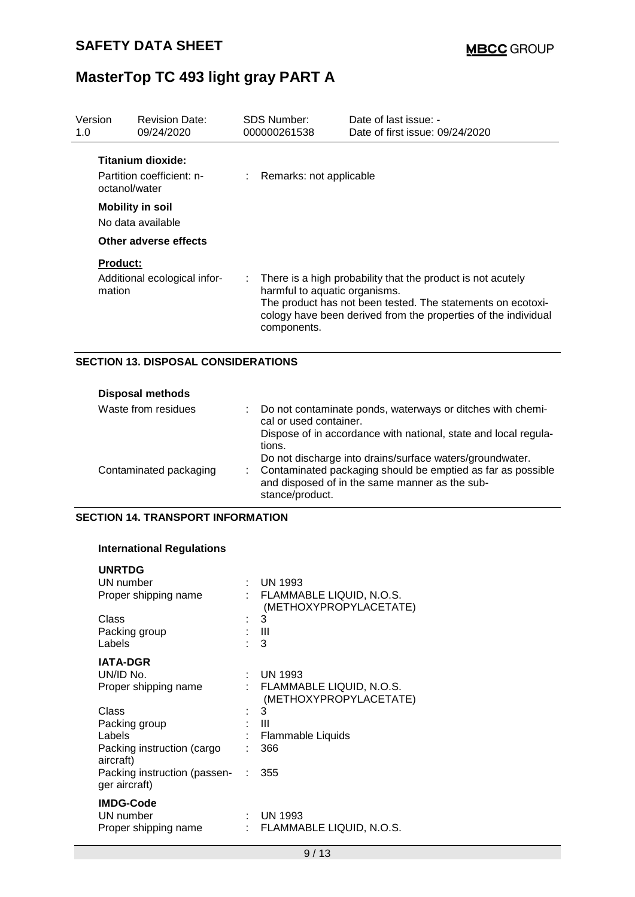**Titanium dioxide:**

Partition coefficient: n-octanol/water : Remarks: not applicable

**Mobility in soil**

No data available

**Other adverse effects**

**Product:**

Additional ecological information : There is a high probability that the product is not acutely harmful to aquatic organisms.
The product has not been tested. The statements on ecotoxicology have been derived from the properties of the individual components.

## SECTION 13. DISPOSAL CONSIDERATIONS

**Disposal methods**

Waste from residues : Do not contaminate ponds, waterways or ditches with chemical or used container.
Dispose of in accordance with national, state and local regulations.
Do not discharge into drains/surface waters/groundwater.

Contaminated packaging : Contaminated packaging should be emptied as far as possible and disposed of in the same manner as the substance/product.

## SECTION 14. TRANSPORT INFORMATION

**International Regulations**

**UNRTDG**

| | |
|---|---|
| UN number | : UN 1993 |
| Proper shipping name | : FLAMMABLE LIQUID, N.O.S. (METHOXYPROPYLACETATE) |
| Class | : 3 |
| Packing group | : III |
| Labels | : 3 |

**IATA-DGR**

| | |
|---|---|
| UN/ID No. | : UN 1993 |
| Proper shipping name | : FLAMMABLE LIQUID, N.O.S. (METHOXYPROPYLACETATE) |
| Class | : 3 |
| Packing group | : III |
| Labels | : Flammable Liquids |
| Packing instruction (cargo aircraft) | : 366 |
| Packing instruction (passenger aircraft) | : 355 |

**IMDG-Code**

| | |
|---|---|
| UN number | : UN 1993 |
| Proper shipping name | : FLAMMABLE LIQUID, N.O.S. |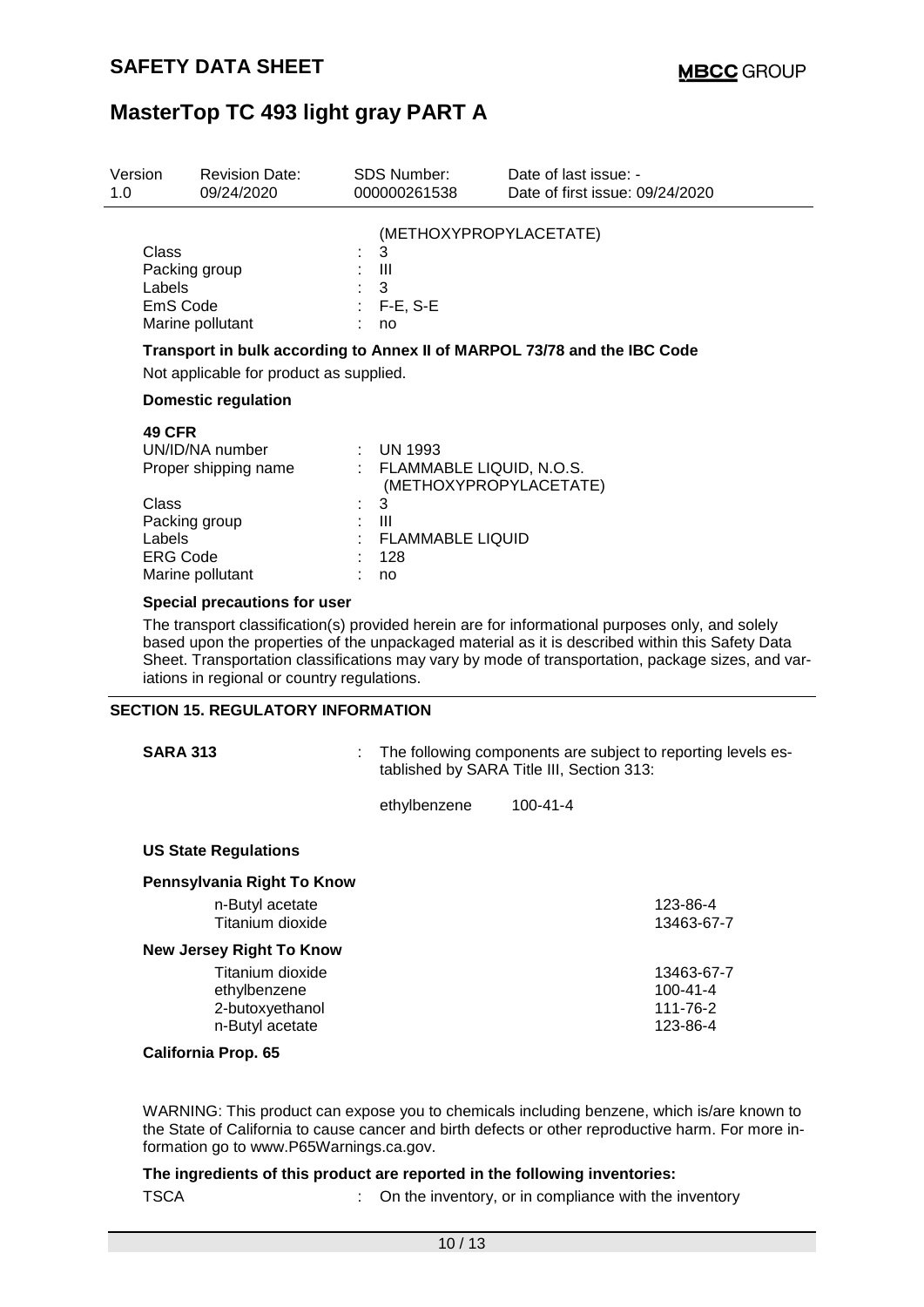| | | |
|---|---|---|
| | | (METHOXYPROPYLACETATE) |
| Class | : | 3 |
| Packing group | : | III |
| Labels | : | 3 |
| EmS Code | : | F-E, S-E |
| Marine pollutant | : | no |

**Transport in bulk according to Annex II of MARPOL 73/78 and the IBC Code**

Not applicable for product as supplied.

**Domestic regulation**

**49 CFR**

| | | |
|---|---|---|
| UN/ID/NA number | : | UN 1993 |
| Proper shipping name | : | FLAMMABLE LIQUID, N.O.S. (METHOXYPROPYLACETATE) |
| Class | : | 3 |
| Packing group | : | III |
| Labels | : | FLAMMABLE LIQUID |
| ERG Code | : | 128 |
| Marine pollutant | : | no |

**Special precautions for user**

The transport classification(s) provided herein are for informational purposes only, and solely based upon the properties of the unpackaged material as it is described within this Safety Data Sheet. Transportation classifications may vary by mode of transportation, package sizes, and variations in regional or country regulations.

## SECTION 15. REGULATORY INFORMATION

**SARA 313** : The following components are subject to reporting levels established by SARA Title III, Section 313:

| | |
|---|---|
| ethylbenzene | 100-41-4 |

**US State Regulations**

**Pennsylvania Right To Know**

| | |
|---|---|
| n-Butyl acetate | 123-86-4 |
| Titanium dioxide | 13463-67-7 |

**New Jersey Right To Know**

| | |
|---|---|
| Titanium dioxide | 13463-67-7 |
| ethylbenzene | 100-41-4 |
| 2-butoxyethanol | 111-76-2 |
| n-Butyl acetate | 123-86-4 |

**California Prop. 65**

WARNING: This product can expose you to chemicals including benzene, which is/are known to the State of California to cause cancer and birth defects or other reproductive harm. For more information go to www.P65Warnings.ca.gov.

**The ingredients of this product are reported in the following inventories:**

TSCA : On the inventory, or in compliance with the inventory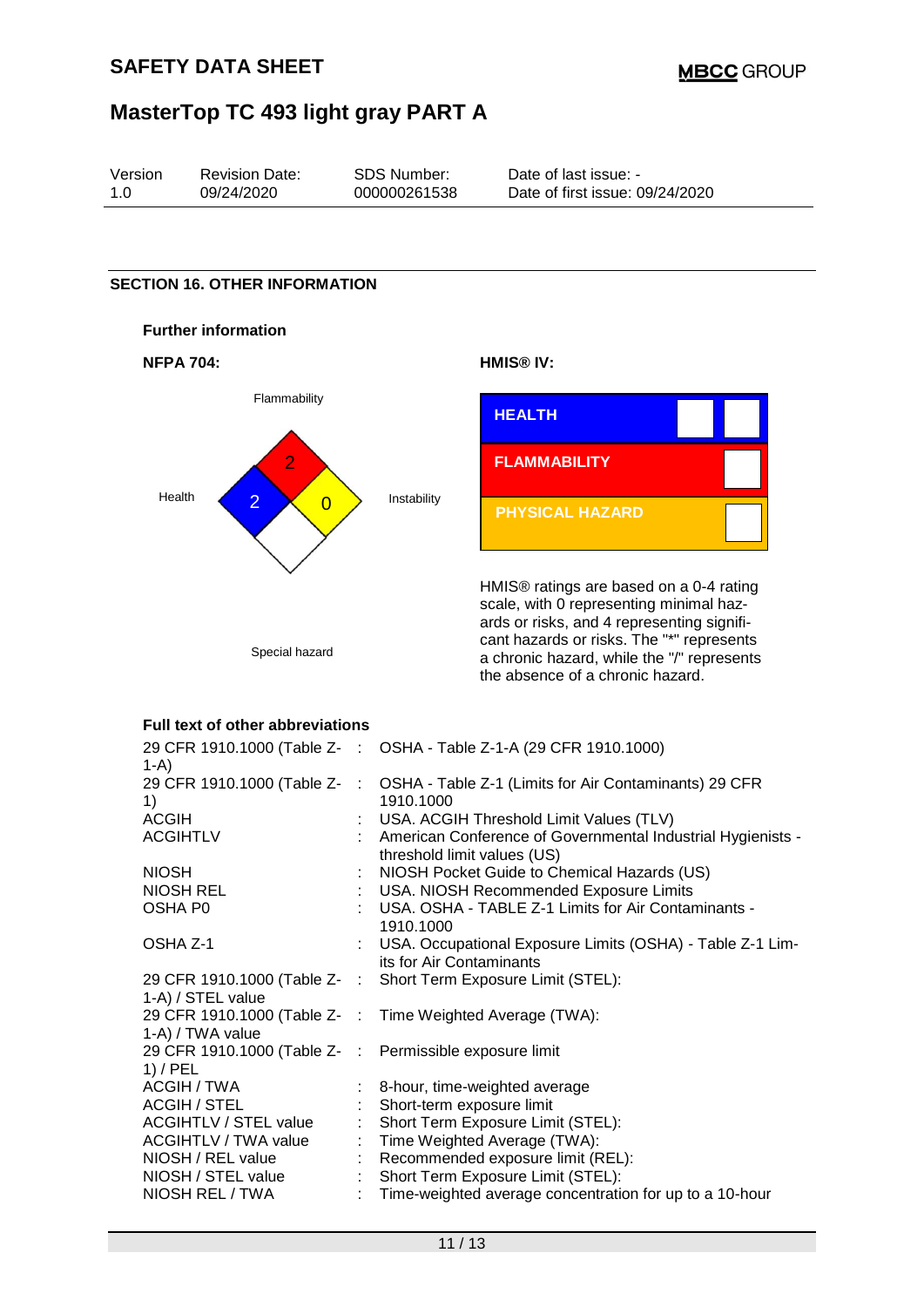## SECTION 16. OTHER INFORMATION

### Further information

**NFPA 704:**

Flammability: 2

Health: 2

Instability: 0

Special hazard

**HMIS® IV:**

| | |
|---|---|
| HEALTH | |
| FLAMMABILITY | |
| PHYSICAL HAZARD | |

HMIS® ratings are based on a 0-4 rating scale, with 0 representing minimal hazards or risks, and 4 representing significant hazards or risks. The "*" represents a chronic hazard, while the "/" represents the absence of a chronic hazard.

### Full text of other abbreviations

| | | |
|---|---|---|
| 29 CFR 1910.1000 (Table Z-1-A) | : | OSHA - Table Z-1-A (29 CFR 1910.1000) |
| 29 CFR 1910.1000 (Table Z-1) | : | OSHA - Table Z-1 (Limits for Air Contaminants) 29 CFR 1910.1000 |
| ACGIH | : | USA. ACGIH Threshold Limit Values (TLV) |
| ACGIHTLV | : | American Conference of Governmental Industrial Hygienists - threshold limit values (US) |
| NIOSH | : | NIOSH Pocket Guide to Chemical Hazards (US) |
| NIOSH REL | : | USA. NIOSH Recommended Exposure Limits |
| OSHA P0 | : | USA. OSHA - TABLE Z-1 Limits for Air Contaminants - 1910.1000 |
| OSHA Z-1 | : | USA. Occupational Exposure Limits (OSHA) - Table Z-1 Limits for Air Contaminants |
| 29 CFR 1910.1000 (Table Z-1-A) / STEL value | : | Short Term Exposure Limit (STEL): |
| 29 CFR 1910.1000 (Table Z-1-A) / TWA value | : | Time Weighted Average (TWA): |
| 29 CFR 1910.1000 (Table Z-1) / PEL | : | Permissible exposure limit |
| ACGIH / TWA | : | 8-hour, time-weighted average |
| ACGIH / STEL | : | Short-term exposure limit |
| ACGIHTLV / STEL value | : | Short Term Exposure Limit (STEL): |
| ACGIHTLV / TWA value | : | Time Weighted Average (TWA): |
| NIOSH / REL value | : | Recommended exposure limit (REL): |
| NIOSH / STEL value | : | Short Term Exposure Limit (STEL): |
| NIOSH REL / TWA | : | Time-weighted average concentration for up to a 10-hour |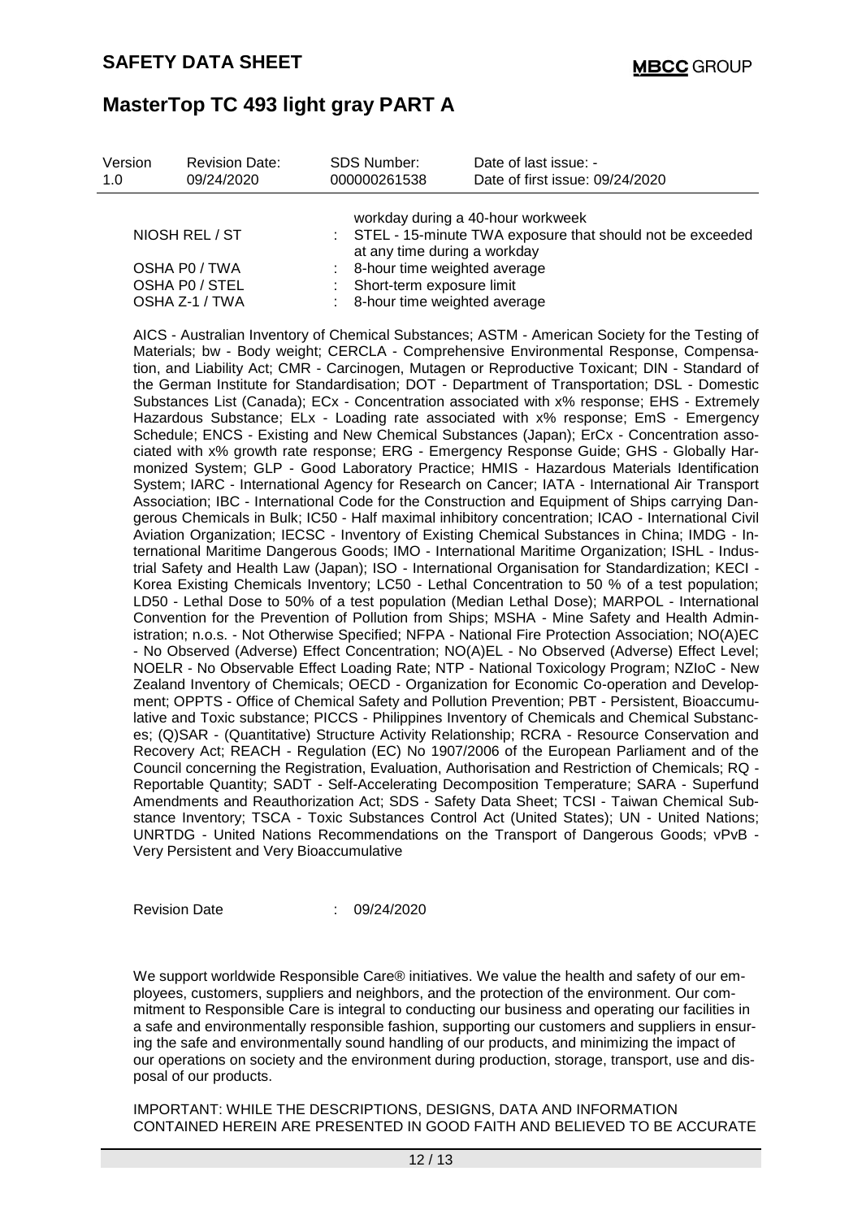| | | |
|---|---|---|
| | | workday during a 40-hour workweek |
| NIOSH REL / ST | : | STEL - 15-minute TWA exposure that should not be exceeded at any time during a workday |
| OSHA P0 / TWA | : | 8-hour time weighted average |
| OSHA P0 / STEL | : | Short-term exposure limit |
| OSHA Z-1 / TWA | : | 8-hour time weighted average |

AICS - Australian Inventory of Chemical Substances; ASTM - American Society for the Testing of Materials; bw - Body weight; CERCLA - Comprehensive Environmental Response, Compensation, and Liability Act; CMR - Carcinogen, Mutagen or Reproductive Toxicant; DIN - Standard of the German Institute for Standardisation; DOT - Department of Transportation; DSL - Domestic Substances List (Canada); ECx - Concentration associated with x% response; EHS - Extremely Hazardous Substance; ELx - Loading rate associated with x% response; EmS - Emergency Schedule; ENCS - Existing and New Chemical Substances (Japan); ErCx - Concentration associated with x% growth rate response; ERG - Emergency Response Guide; GHS - Globally Harmonized System; GLP - Good Laboratory Practice; HMIS - Hazardous Materials Identification System; IARC - International Agency for Research on Cancer; IATA - International Air Transport Association; IBC - International Code for the Construction and Equipment of Ships carrying Dangerous Chemicals in Bulk; IC50 - Half maximal inhibitory concentration; ICAO - International Civil Aviation Organization; IECSC - Inventory of Existing Chemical Substances in China; IMDG - International Maritime Dangerous Goods; IMO - International Maritime Organization; ISHL - Industrial Safety and Health Law (Japan); ISO - International Organisation for Standardization; KECI - Korea Existing Chemicals Inventory; LC50 - Lethal Concentration to 50 % of a test population; LD50 - Lethal Dose to 50% of a test population (Median Lethal Dose); MARPOL - International Convention for the Prevention of Pollution from Ships; MSHA - Mine Safety and Health Administration; n.o.s. - Not Otherwise Specified; NFPA - National Fire Protection Association; NO(A)EC - No Observed (Adverse) Effect Concentration; NO(A)EL - No Observed (Adverse) Effect Level; NOELR - No Observable Effect Loading Rate; NTP - National Toxicology Program; NZIoC - New Zealand Inventory of Chemicals; OECD - Organization for Economic Co-operation and Development; OPPTS - Office of Chemical Safety and Pollution Prevention; PBT - Persistent, Bioaccumulative and Toxic substance; PICCS - Philippines Inventory of Chemicals and Chemical Substances; (Q)SAR - (Quantitative) Structure Activity Relationship; RCRA - Resource Conservation and Recovery Act; REACH - Regulation (EC) No 1907/2006 of the European Parliament and of the Council concerning the Registration, Evaluation, Authorisation and Restriction of Chemicals; RQ - Reportable Quantity; SADT - Self-Accelerating Decomposition Temperature; SARA - Superfund Amendments and Reauthorization Act; SDS - Safety Data Sheet; TCSI - Taiwan Chemical Substance Inventory; TSCA - Toxic Substances Control Act (United States); UN - United Nations; UNRTDG - United Nations Recommendations on the Transport of Dangerous Goods; vPvB - Very Persistent and Very Bioaccumulative

Revision Date : 09/24/2020

We support worldwide Responsible Care® initiatives. We value the health and safety of our employees, customers, suppliers and neighbors, and the protection of the environment. Our commitment to Responsible Care is integral to conducting our business and operating our facilities in a safe and environmentally responsible fashion, supporting our customers and suppliers in ensuring the safe and environmentally sound handling of our products, and minimizing the impact of our operations on society and the environment during production, storage, transport, use and disposal of our products.

IMPORTANT: WHILE THE DESCRIPTIONS, DESIGNS, DATA AND INFORMATION CONTAINED HEREIN ARE PRESENTED IN GOOD FAITH AND BELIEVED TO BE ACCURATE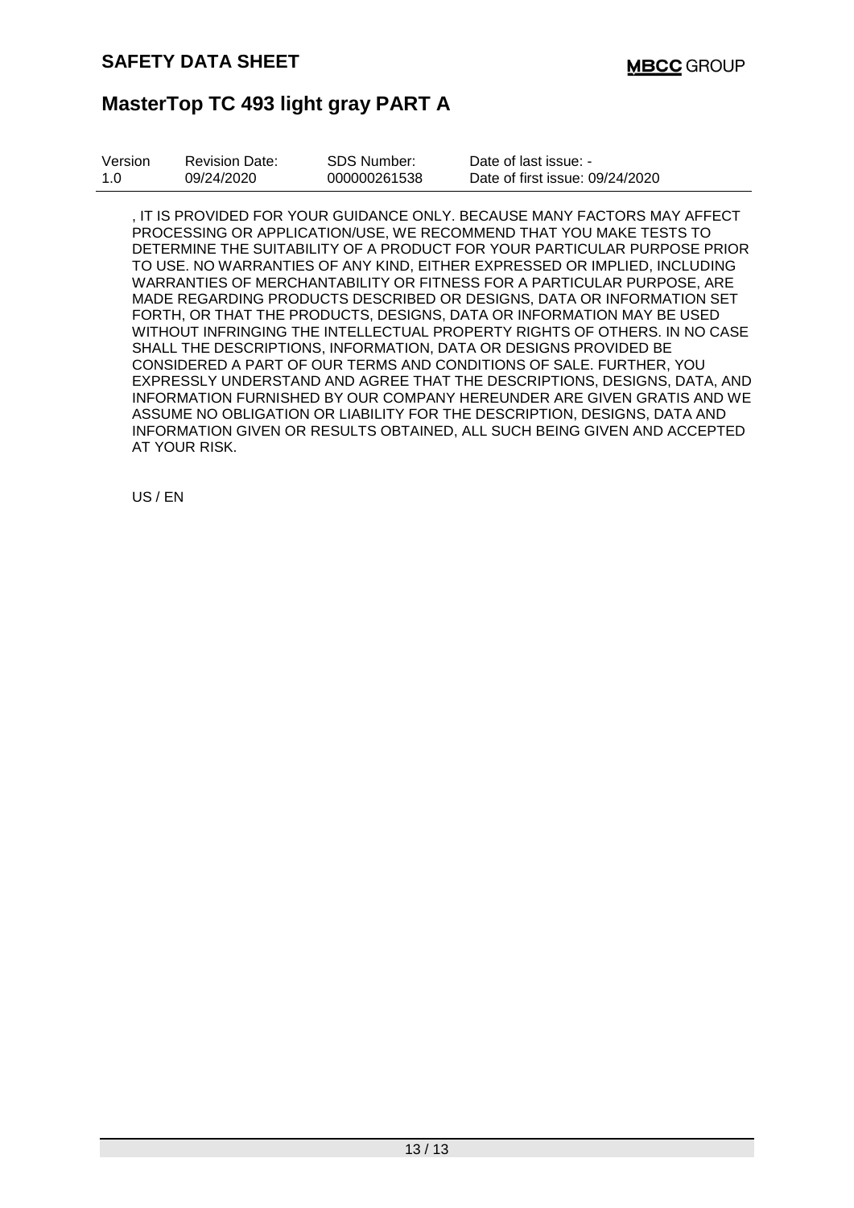, IT IS PROVIDED FOR YOUR GUIDANCE ONLY. BECAUSE MANY FACTORS MAY AFFECT PROCESSING OR APPLICATION/USE, WE RECOMMEND THAT YOU MAKE TESTS TO DETERMINE THE SUITABILITY OF A PRODUCT FOR YOUR PARTICULAR PURPOSE PRIOR TO USE. NO WARRANTIES OF ANY KIND, EITHER EXPRESSED OR IMPLIED, INCLUDING WARRANTIES OF MERCHANTABILITY OR FITNESS FOR A PARTICULAR PURPOSE, ARE MADE REGARDING PRODUCTS DESCRIBED OR DESIGNS, DATA OR INFORMATION SET FORTH, OR THAT THE PRODUCTS, DESIGNS, DATA OR INFORMATION MAY BE USED WITHOUT INFRINGING THE INTELLECTUAL PROPERTY RIGHTS OF OTHERS. IN NO CASE SHALL THE DESCRIPTIONS, INFORMATION, DATA OR DESIGNS PROVIDED BE CONSIDERED A PART OF OUR TERMS AND CONDITIONS OF SALE. FURTHER, YOU EXPRESSLY UNDERSTAND AND AGREE THAT THE DESCRIPTIONS, DESIGNS, DATA, AND INFORMATION FURNISHED BY OUR COMPANY HEREUNDER ARE GIVEN GRATIS AND WE ASSUME NO OBLIGATION OR LIABILITY FOR THE DESCRIPTION, DESIGNS, DATA AND INFORMATION GIVEN OR RESULTS OBTAINED, ALL SUCH BEING GIVEN AND ACCEPTED AT YOUR RISK.

US / EN